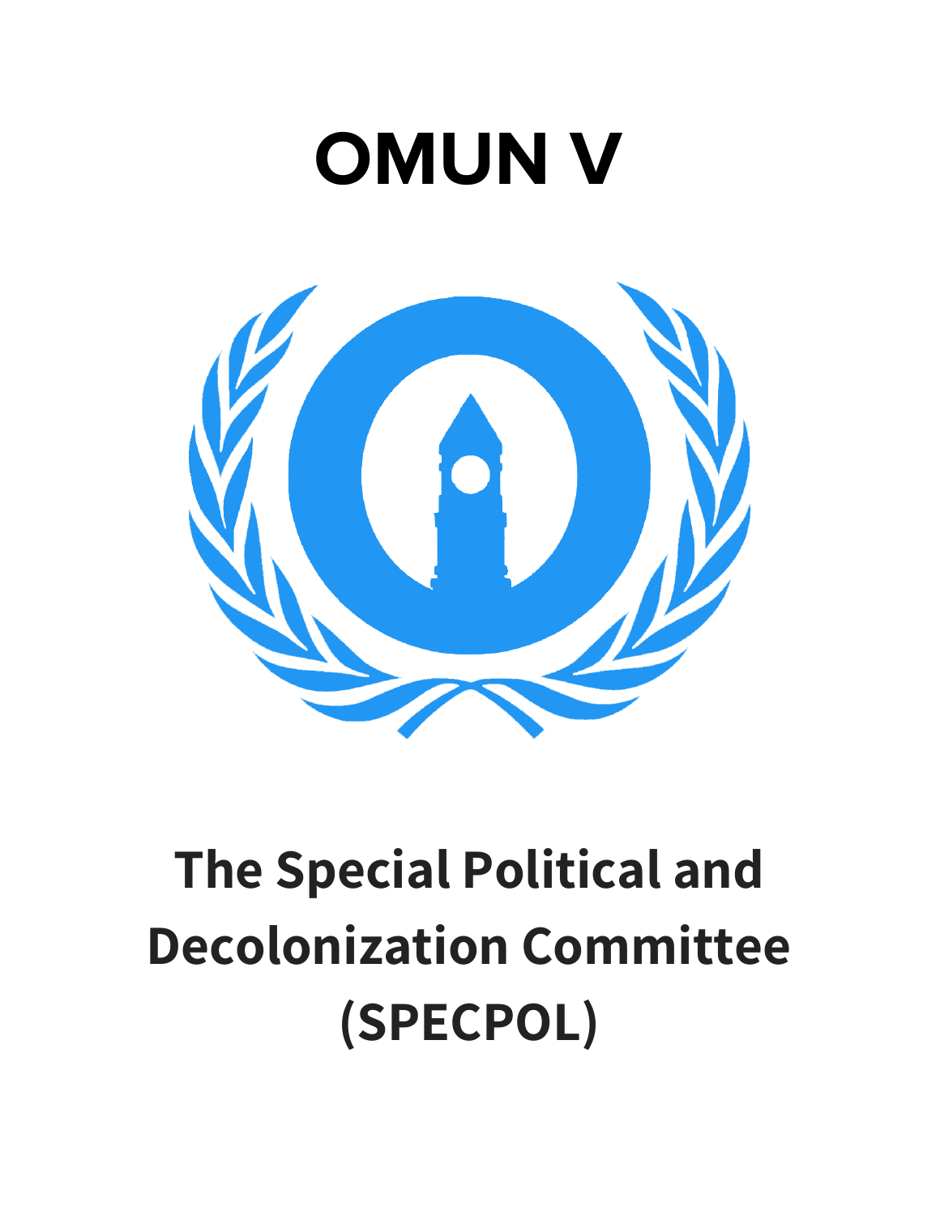# OMUN V

# The Special Political and Decolonization Committee (SPECPOL)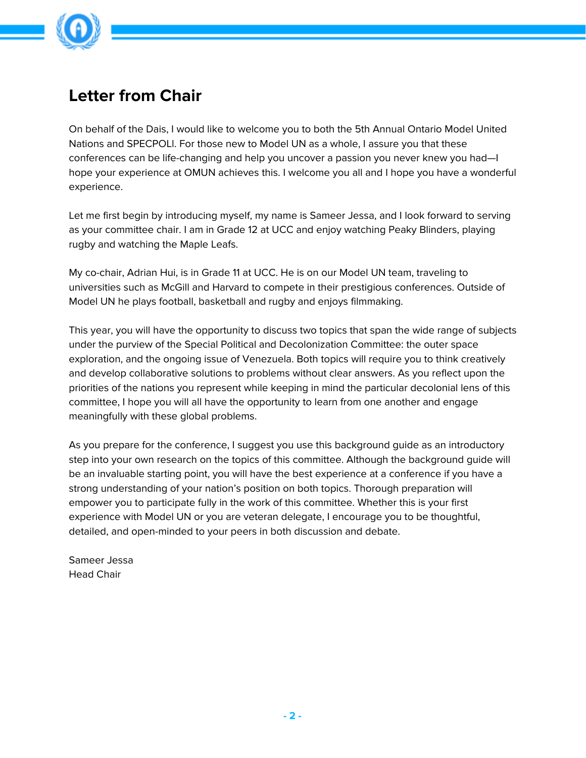# Letter from Chair

On behalf of the Dais, I would like to welcome you to both the 5th Annual Ontario Model United Nations and SPECPOLI. For those new to Model UN as a whole, I assure you that these conferences can be life-changing and help you uncover a passion you never knew you had—I hope your experience at OMUN achieves this. I welcome you all and I hope you have a wonderful experience.

Let me first begin by introducing myself, my name is Sameer Jessa, and I look forward to serving as your committee chair. I am in Grade 12 at UCC and enjoy watching Peaky Blinders, playing rugby and watching the Maple Leafs.

My co-chair, Adrian Hui, is in Grade 11 at UCC. He is on our Model UN team, traveling to universities such as McGill and Harvard to compete in their prestigious conferences. Outside of Model UN he plays football, basketball and rugby and enjoys filmmaking.

This year, you will have the opportunity to discuss two topics that span the wide range of subjects under the purview of the Special Political and Decolonization Committee: the outer space exploration, and the ongoing issue of Venezuela. Both topics will require you to think creatively and develop collaborative solutions to problems without clear answers. As you reflect upon the priorities of the nations you represent while keeping in mind the particular decolonial lens of this committee, I hope you will all have the opportunity to learn from one another and engage meaningfully with these global problems.

As you prepare for the conference, I suggest you use this background guide as an introductory step into your own research on the topics of this committee. Although the background guide will be an invaluable starting point, you will have the best experience at a conference if you have a strong understanding of your nation's position on both topics. Thorough preparation will empower you to participate fully in the work of this committee. Whether this is your first experience with Model UN or you are veteran delegate, I encourage you to be thoughtful, detailed, and open-minded to your peers in both discussion and debate.

Sameer Jessa
Head Chair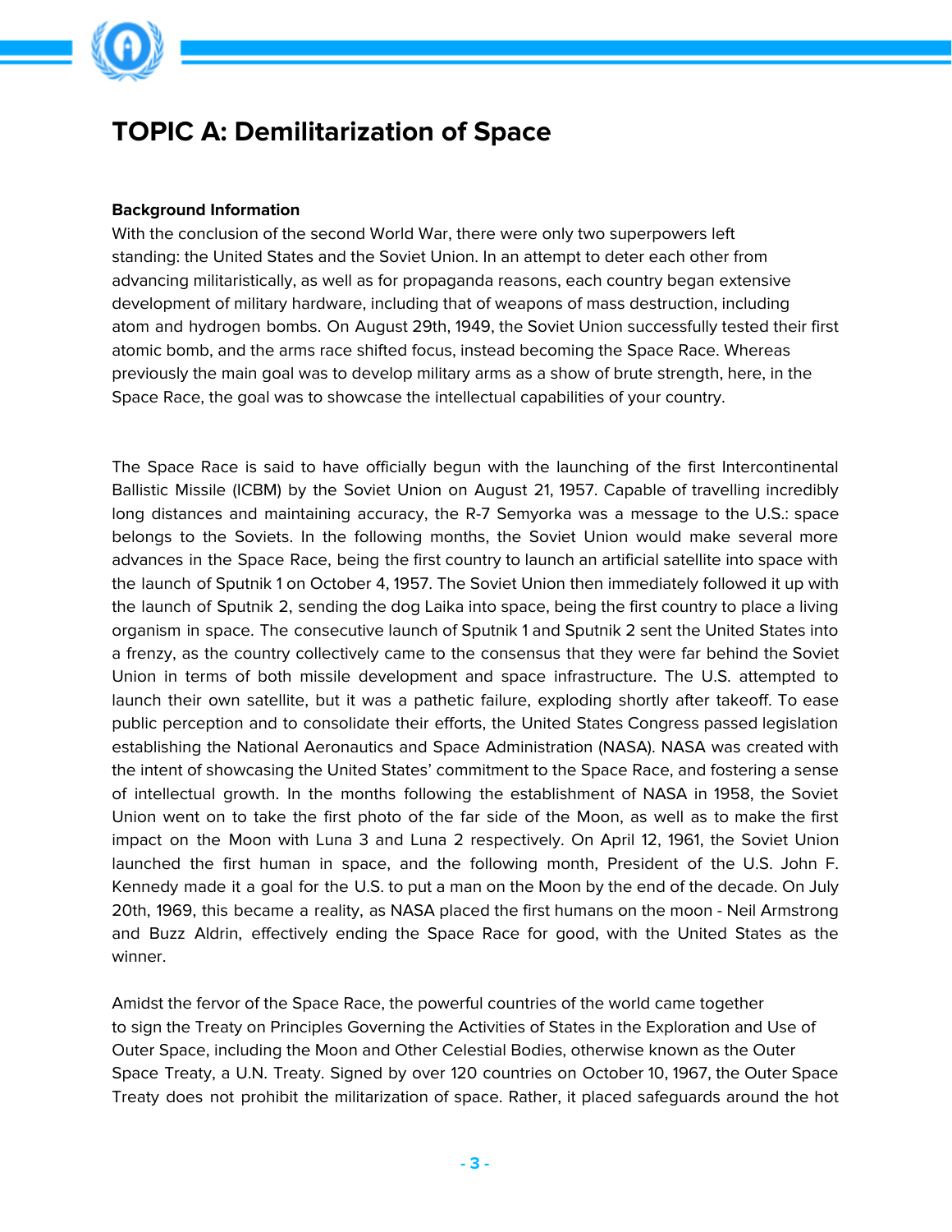# TOPIC A: Demilitarization of Space

**Background Information**

With the conclusion of the second World War, there were only two superpowers left standing: the United States and the Soviet Union. In an attempt to deter each other from advancing militaristically, as well as for propaganda reasons, each country began extensive development of military hardware, including that of weapons of mass destruction, including atom and hydrogen bombs. On August 29th, 1949, the Soviet Union successfully tested their first atomic bomb, and the arms race shifted focus, instead becoming the Space Race. Whereas previously the main goal was to develop military arms as a show of brute strength, here, in the Space Race, the goal was to showcase the intellectual capabilities of your country.

The Space Race is said to have officially begun with the launching of the first Intercontinental Ballistic Missile (ICBM) by the Soviet Union on August 21, 1957. Capable of travelling incredibly long distances and maintaining accuracy, the R-7 Semyorka was a message to the U.S.: space belongs to the Soviets. In the following months, the Soviet Union would make several more advances in the Space Race, being the first country to launch an artificial satellite into space with the launch of Sputnik 1 on October 4, 1957. The Soviet Union then immediately followed it up with the launch of Sputnik 2, sending the dog Laika into space, being the first country to place a living organism in space. The consecutive launch of Sputnik 1 and Sputnik 2 sent the United States into a frenzy, as the country collectively came to the consensus that they were far behind the Soviet Union in terms of both missile development and space infrastructure. The U.S. attempted to launch their own satellite, but it was a pathetic failure, exploding shortly after takeoff. To ease public perception and to consolidate their efforts, the United States Congress passed legislation establishing the National Aeronautics and Space Administration (NASA). NASA was created with the intent of showcasing the United States' commitment to the Space Race, and fostering a sense of intellectual growth. In the months following the establishment of NASA in 1958, the Soviet Union went on to take the first photo of the far side of the Moon, as well as to make the first impact on the Moon with Luna 3 and Luna 2 respectively. On April 12, 1961, the Soviet Union launched the first human in space, and the following month, President of the U.S. John F. Kennedy made it a goal for the U.S. to put a man on the Moon by the end of the decade. On July 20th, 1969, this became a reality, as NASA placed the first humans on the moon - Neil Armstrong and Buzz Aldrin, effectively ending the Space Race for good, with the United States as the winner.

Amidst the fervor of the Space Race, the powerful countries of the world came together to sign the Treaty on Principles Governing the Activities of States in the Exploration and Use of Outer Space, including the Moon and Other Celestial Bodies, otherwise known as the Outer Space Treaty, a U.N. Treaty. Signed by over 120 countries on October 10, 1967, the Outer Space Treaty does not prohibit the militarization of space. Rather, it placed safeguards around the hot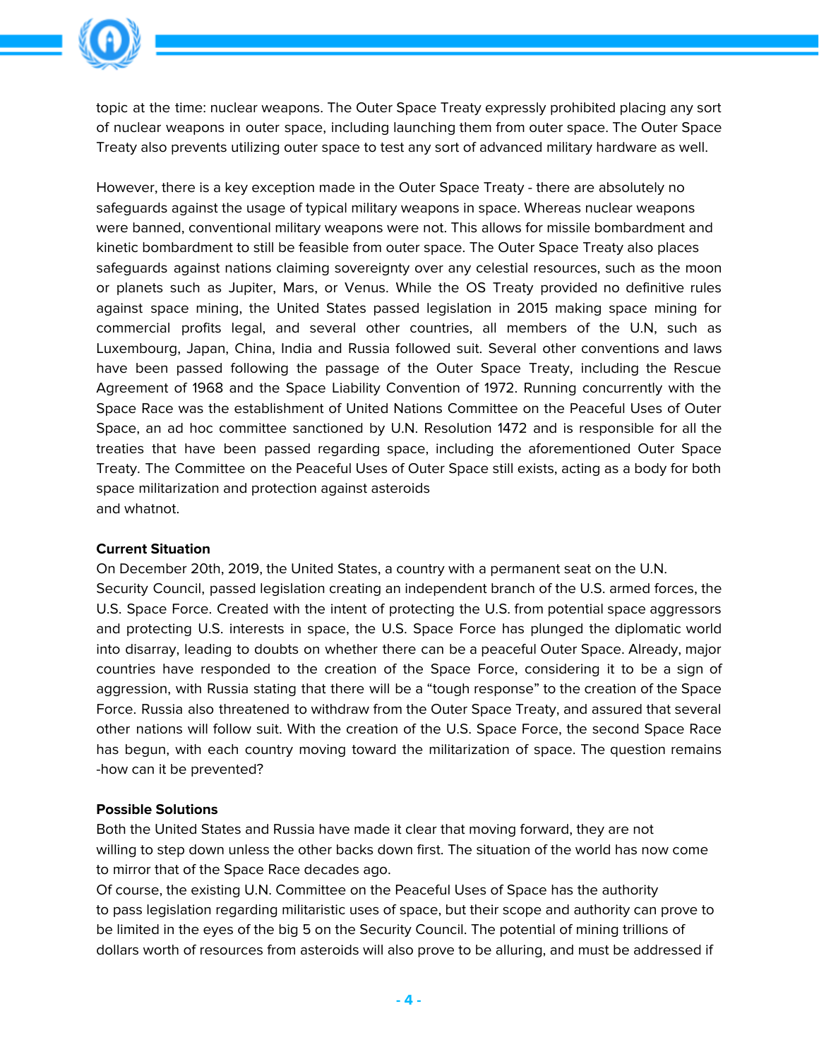topic at the time: nuclear weapons. The Outer Space Treaty expressly prohibited placing any sort of nuclear weapons in outer space, including launching them from outer space. The Outer Space Treaty also prevents utilizing outer space to test any sort of advanced military hardware as well.

However, there is a key exception made in the Outer Space Treaty - there are absolutely no safeguards against the usage of typical military weapons in space. Whereas nuclear weapons were banned, conventional military weapons were not. This allows for missile bombardment and kinetic bombardment to still be feasible from outer space. The Outer Space Treaty also places safeguards against nations claiming sovereignty over any celestial resources, such as the moon or planets such as Jupiter, Mars, or Venus. While the OS Treaty provided no definitive rules against space mining, the United States passed legislation in 2015 making space mining for commercial profits legal, and several other countries, all members of the U.N, such as Luxembourg, Japan, China, India and Russia followed suit. Several other conventions and laws have been passed following the passage of the Outer Space Treaty, including the Rescue Agreement of 1968 and the Space Liability Convention of 1972. Running concurrently with the Space Race was the establishment of United Nations Committee on the Peaceful Uses of Outer Space, an ad hoc committee sanctioned by U.N. Resolution 1472 and is responsible for all the treaties that have been passed regarding space, including the aforementioned Outer Space Treaty. The Committee on the Peaceful Uses of Outer Space still exists, acting as a body for both space militarization and protection against asteroids
and whatnot.

**Current Situation**

On December 20th, 2019, the United States, a country with a permanent seat on the U.N. Security Council, passed legislation creating an independent branch of the U.S. armed forces, the U.S. Space Force. Created with the intent of protecting the U.S. from potential space aggressors and protecting U.S. interests in space, the U.S. Space Force has plunged the diplomatic world into disarray, leading to doubts on whether there can be a peaceful Outer Space. Already, major countries have responded to the creation of the Space Force, considering it to be a sign of aggression, with Russia stating that there will be a "tough response" to the creation of the Space Force. Russia also threatened to withdraw from the Outer Space Treaty, and assured that several other nations will follow suit. With the creation of the U.S. Space Force, the second Space Race has begun, with each country moving toward the militarization of space. The question remains -how can it be prevented?

**Possible Solutions**

Both the United States and Russia have made it clear that moving forward, they are not willing to step down unless the other backs down first. The situation of the world has now come to mirror that of the Space Race decades ago.

Of course, the existing U.N. Committee on the Peaceful Uses of Space has the authority to pass legislation regarding militaristic uses of space, but their scope and authority can prove to be limited in the eyes of the big 5 on the Security Council. The potential of mining trillions of dollars worth of resources from asteroids will also prove to be alluring, and must be addressed if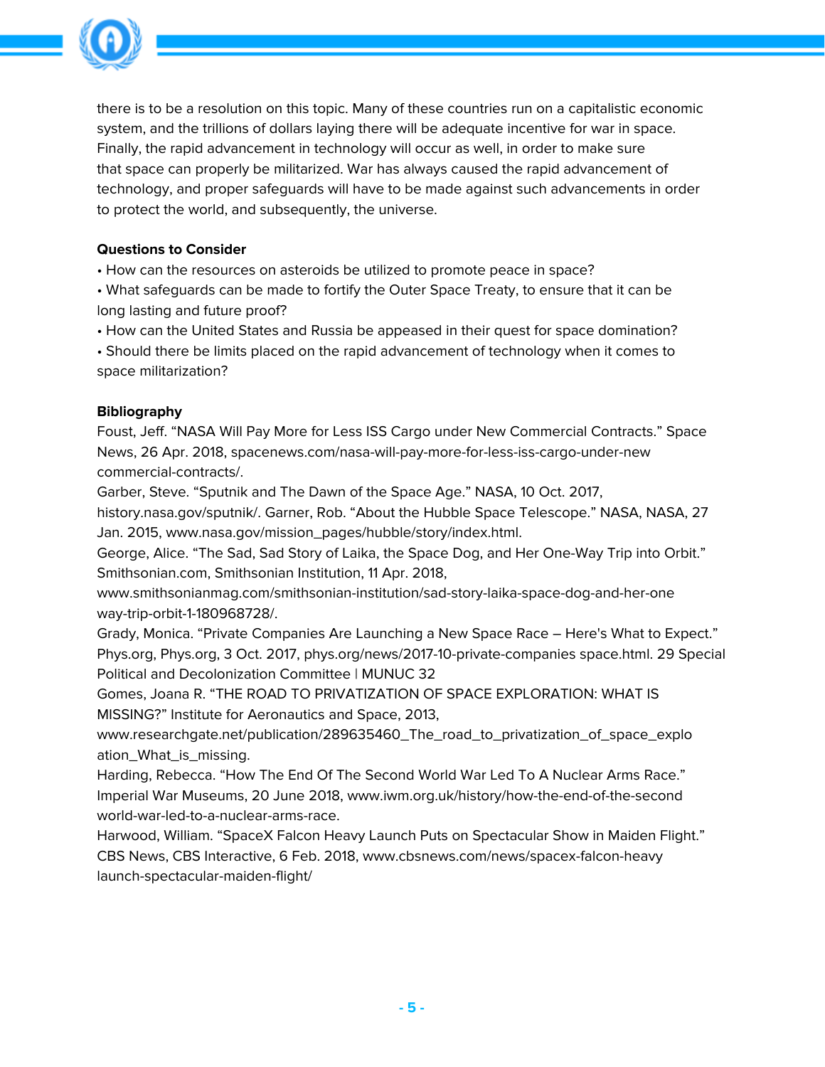there is to be a resolution on this topic. Many of these countries run on a capitalistic economic system, and the trillions of dollars laying there will be adequate incentive for war in space. Finally, the rapid advancement in technology will occur as well, in order to make sure that space can properly be militarized. War has always caused the rapid advancement of technology, and proper safeguards will have to be made against such advancements in order to protect the world, and subsequently, the universe.

**Questions to Consider**

- How can the resources on asteroids be utilized to promote peace in space?
- What safeguards can be made to fortify the Outer Space Treaty, to ensure that it can be long lasting and future proof?
- How can the United States and Russia be appeased in their quest for space domination?
- Should there be limits placed on the rapid advancement of technology when it comes to space militarization?

**Bibliography**

Foust, Jeff. "NASA Will Pay More for Less ISS Cargo under New Commercial Contracts." Space News, 26 Apr. 2018, spacenews.com/nasa-will-pay-more-for-less-iss-cargo-under-new commercial-contracts/.

Garber, Steve. "Sputnik and The Dawn of the Space Age." NASA, 10 Oct. 2017, history.nasa.gov/sputnik/. Garner, Rob. "About the Hubble Space Telescope." NASA, NASA, 27 Jan. 2015, www.nasa.gov/mission_pages/hubble/story/index.html.

George, Alice. "The Sad, Sad Story of Laika, the Space Dog, and Her One-Way Trip into Orbit." Smithsonian.com, Smithsonian Institution, 11 Apr. 2018, www.smithsonianmag.com/smithsonian-institution/sad-story-laika-space-dog-and-her-one way-trip-orbit-1-180968728/.

Grady, Monica. "Private Companies Are Launching a New Space Race – Here's What to Expect." Phys.org, Phys.org, 3 Oct. 2017, phys.org/news/2017-10-private-companies space.html. 29 Special Political and Decolonization Committee | MUNUC 32

Gomes, Joana R. "THE ROAD TO PRIVATIZATION OF SPACE EXPLORATION: WHAT IS MISSING?" Institute for Aeronautics and Space, 2013, www.researchgate.net/publication/289635460_The_road_to_privatization_of_space_explo ation_What_is_missing.

Harding, Rebecca. "How The End Of The Second World War Led To A Nuclear Arms Race." Imperial War Museums, 20 June 2018, www.iwm.org.uk/history/how-the-end-of-the-second world-war-led-to-a-nuclear-arms-race.

Harwood, William. "SpaceX Falcon Heavy Launch Puts on Spectacular Show in Maiden Flight." CBS News, CBS Interactive, 6 Feb. 2018, www.cbsnews.com/news/spacex-falcon-heavy launch-spectacular-maiden-flight/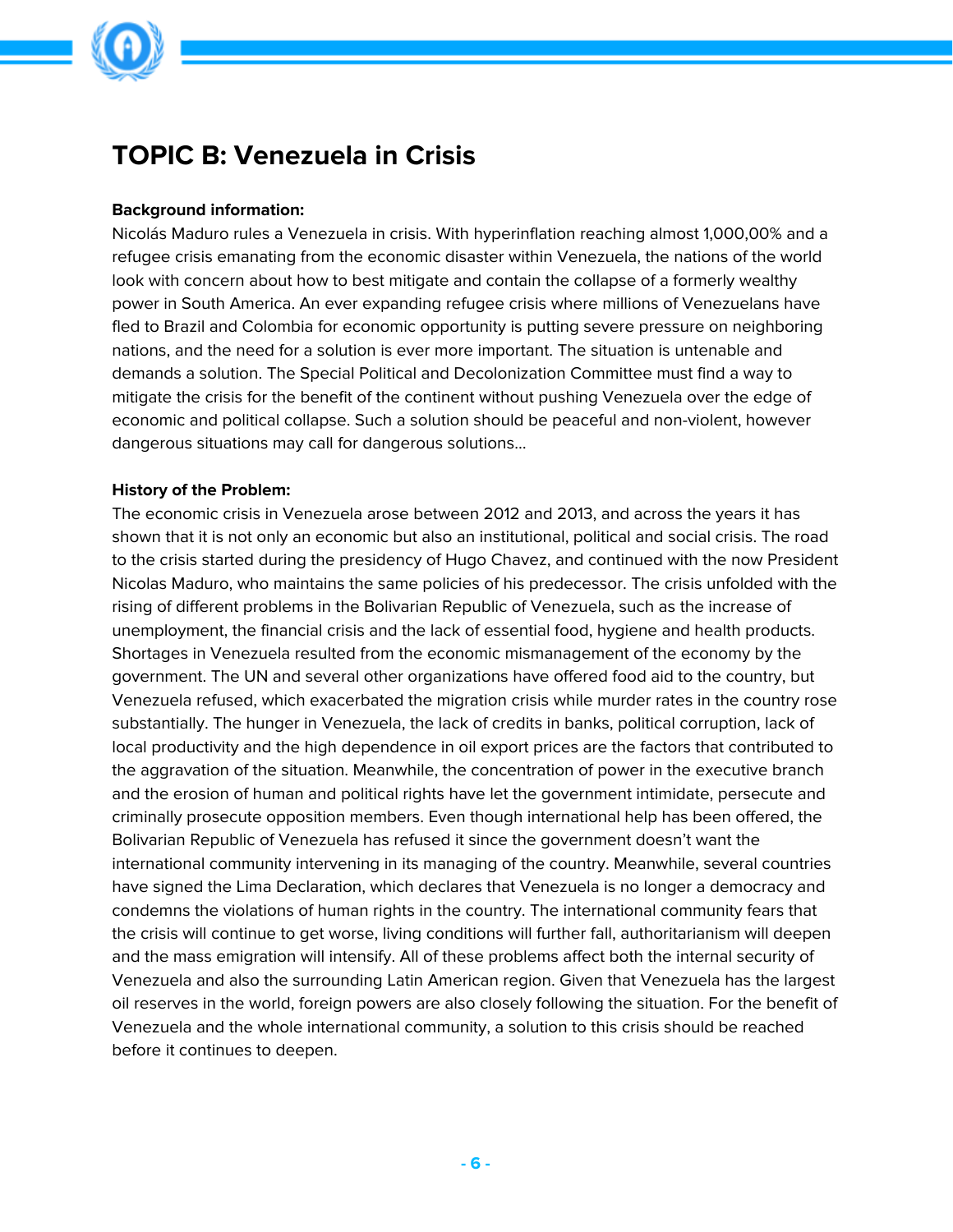## TOPIC B: Venezuela in Crisis

**Background information:**

Nicolás Maduro rules a Venezuela in crisis. With hyperinflation reaching almost 1,000,00% and a refugee crisis emanating from the economic disaster within Venezuela, the nations of the world look with concern about how to best mitigate and contain the collapse of a formerly wealthy power in South America. An ever expanding refugee crisis where millions of Venezuelans have fled to Brazil and Colombia for economic opportunity is putting severe pressure on neighboring nations, and the need for a solution is ever more important. The situation is untenable and demands a solution. The Special Political and Decolonization Committee must find a way to mitigate the crisis for the benefit of the continent without pushing Venezuela over the edge of economic and political collapse. Such a solution should be peaceful and non-violent, however dangerous situations may call for dangerous solutions...

**History of the Problem:**

The economic crisis in Venezuela arose between 2012 and 2013, and across the years it has shown that it is not only an economic but also an institutional, political and social crisis. The road to the crisis started during the presidency of Hugo Chavez, and continued with the now President Nicolas Maduro, who maintains the same policies of his predecessor. The crisis unfolded with the rising of different problems in the Bolivarian Republic of Venezuela, such as the increase of unemployment, the financial crisis and the lack of essential food, hygiene and health products. Shortages in Venezuela resulted from the economic mismanagement of the economy by the government. The UN and several other organizations have offered food aid to the country, but Venezuela refused, which exacerbated the migration crisis while murder rates in the country rose substantially. The hunger in Venezuela, the lack of credits in banks, political corruption, lack of local productivity and the high dependence in oil export prices are the factors that contributed to the aggravation of the situation. Meanwhile, the concentration of power in the executive branch and the erosion of human and political rights have let the government intimidate, persecute and criminally prosecute opposition members. Even though international help has been offered, the Bolivarian Republic of Venezuela has refused it since the government doesn't want the international community intervening in its managing of the country. Meanwhile, several countries have signed the Lima Declaration, which declares that Venezuela is no longer a democracy and condemns the violations of human rights in the country. The international community fears that the crisis will continue to get worse, living conditions will further fall, authoritarianism will deepen and the mass emigration will intensify. All of these problems affect both the internal security of Venezuela and also the surrounding Latin American region. Given that Venezuela has the largest oil reserves in the world, foreign powers are also closely following the situation. For the benefit of Venezuela and the whole international community, a solution to this crisis should be reached before it continues to deepen.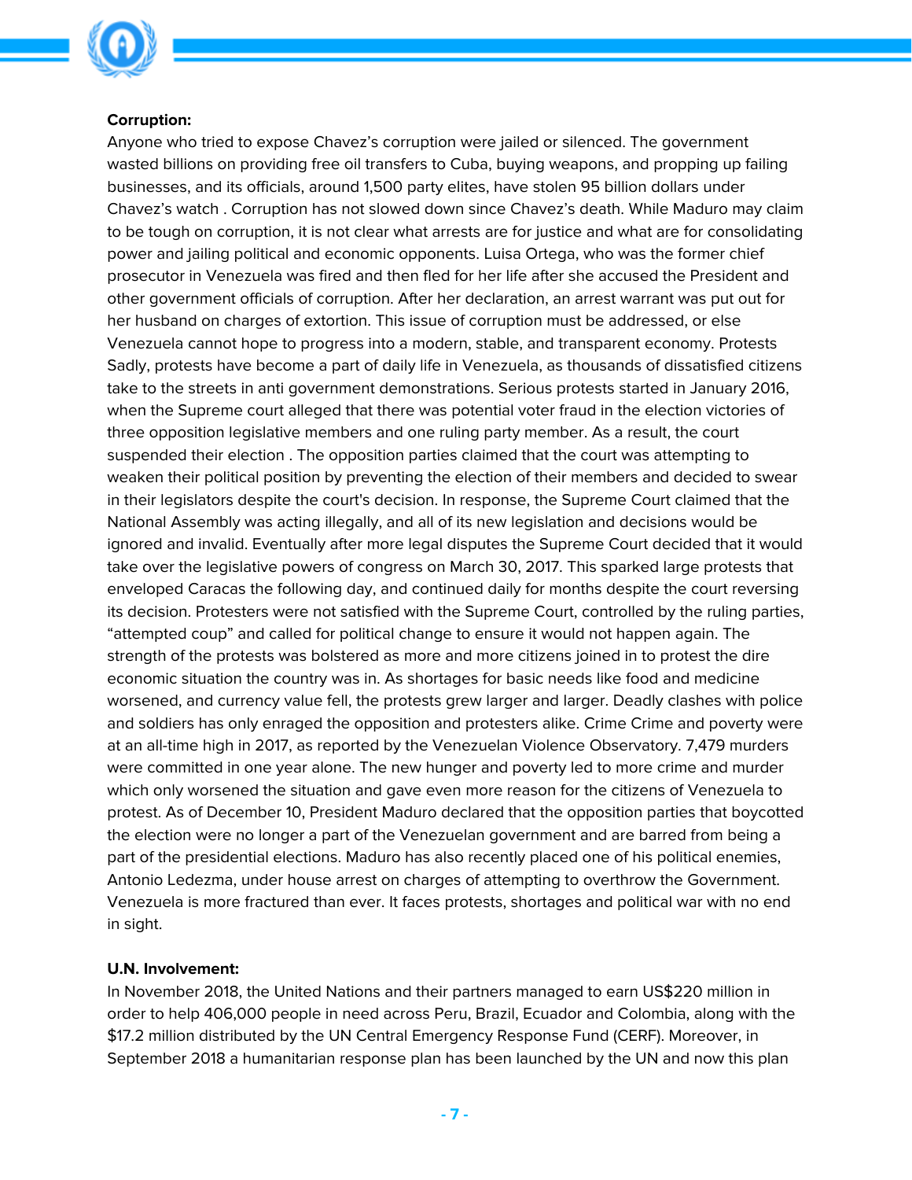**Corruption:**

Anyone who tried to expose Chavez's corruption were jailed or silenced. The government wasted billions on providing free oil transfers to Cuba, buying weapons, and propping up failing businesses, and its officials, around 1,500 party elites, have stolen 95 billion dollars under Chavez's watch . Corruption has not slowed down since Chavez's death. While Maduro may claim to be tough on corruption, it is not clear what arrests are for justice and what are for consolidating power and jailing political and economic opponents. Luisa Ortega, who was the former chief prosecutor in Venezuela was fired and then fled for her life after she accused the President and other government officials of corruption. After her declaration, an arrest warrant was put out for her husband on charges of extortion. This issue of corruption must be addressed, or else Venezuela cannot hope to progress into a modern, stable, and transparent economy. Protests Sadly, protests have become a part of daily life in Venezuela, as thousands of dissatisfied citizens take to the streets in anti government demonstrations. Serious protests started in January 2016, when the Supreme court alleged that there was potential voter fraud in the election victories of three opposition legislative members and one ruling party member. As a result, the court suspended their election . The opposition parties claimed that the court was attempting to weaken their political position by preventing the election of their members and decided to swear in their legislators despite the court's decision. In response, the Supreme Court claimed that the National Assembly was acting illegally, and all of its new legislation and decisions would be ignored and invalid. Eventually after more legal disputes the Supreme Court decided that it would take over the legislative powers of congress on March 30, 2017. This sparked large protests that enveloped Caracas the following day, and continued daily for months despite the court reversing its decision. Protesters were not satisfied with the Supreme Court, controlled by the ruling parties, "attempted coup" and called for political change to ensure it would not happen again. The strength of the protests was bolstered as more and more citizens joined in to protest the dire economic situation the country was in. As shortages for basic needs like food and medicine worsened, and currency value fell, the protests grew larger and larger. Deadly clashes with police and soldiers has only enraged the opposition and protesters alike. Crime Crime and poverty were at an all-time high in 2017, as reported by the Venezuelan Violence Observatory. 7,479 murders were committed in one year alone. The new hunger and poverty led to more crime and murder which only worsened the situation and gave even more reason for the citizens of Venezuela to protest. As of December 10, President Maduro declared that the opposition parties that boycotted the election were no longer a part of the Venezuelan government and are barred from being a part of the presidential elections. Maduro has also recently placed one of his political enemies, Antonio Ledezma, under house arrest on charges of attempting to overthrow the Government. Venezuela is more fractured than ever. It faces protests, shortages and political war with no end in sight.

**U.N. Involvement:**

In November 2018, the United Nations and their partners managed to earn US$220 million in order to help 406,000 people in need across Peru, Brazil, Ecuador and Colombia, along with the $17.2 million distributed by the UN Central Emergency Response Fund (CERF). Moreover, in September 2018 a humanitarian response plan has been launched by the UN and now this plan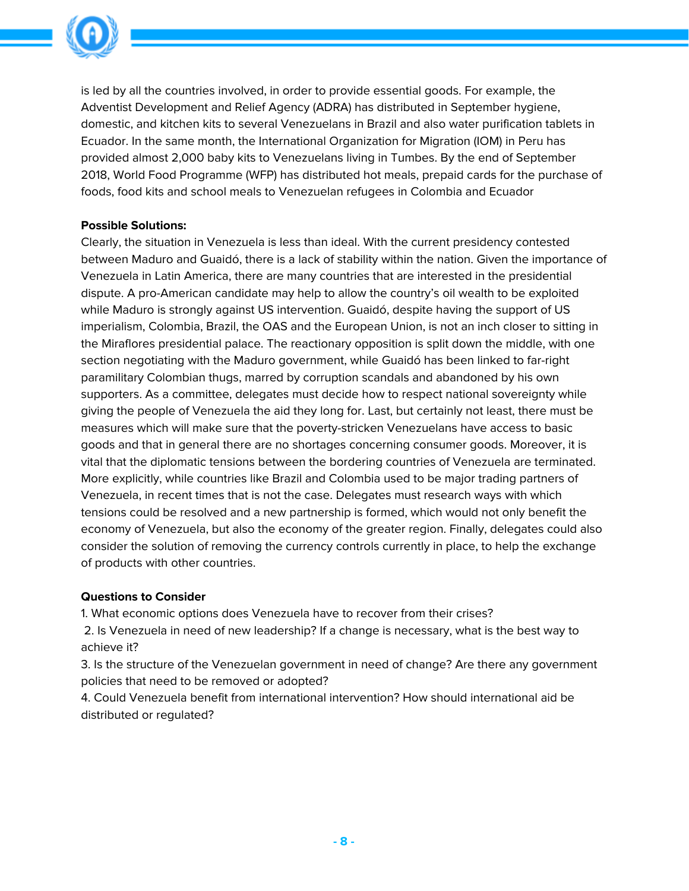is led by all the countries involved, in order to provide essential goods. For example, the Adventist Development and Relief Agency (ADRA) has distributed in September hygiene, domestic, and kitchen kits to several Venezuelans in Brazil and also water purification tablets in Ecuador. In the same month, the International Organization for Migration (IOM) in Peru has provided almost 2,000 baby kits to Venezuelans living in Tumbes. By the end of September 2018, World Food Programme (WFP) has distributed hot meals, prepaid cards for the purchase of foods, food kits and school meals to Venezuelan refugees in Colombia and Ecuador

**Possible Solutions:**

Clearly, the situation in Venezuela is less than ideal. With the current presidency contested between Maduro and Guaidó, there is a lack of stability within the nation. Given the importance of Venezuela in Latin America, there are many countries that are interested in the presidential dispute. A pro-American candidate may help to allow the country's oil wealth to be exploited while Maduro is strongly against US intervention. Guaidó, despite having the support of US imperialism, Colombia, Brazil, the OAS and the European Union, is not an inch closer to sitting in the Miraflores presidential palace. The reactionary opposition is split down the middle, with one section negotiating with the Maduro government, while Guaidó has been linked to far-right paramilitary Colombian thugs, marred by corruption scandals and abandoned by his own supporters. As a committee, delegates must decide how to respect national sovereignty while giving the people of Venezuela the aid they long for. Last, but certainly not least, there must be measures which will make sure that the poverty-stricken Venezuelans have access to basic goods and that in general there are no shortages concerning consumer goods. Moreover, it is vital that the diplomatic tensions between the bordering countries of Venezuela are terminated. More explicitly, while countries like Brazil and Colombia used to be major trading partners of Venezuela, in recent times that is not the case. Delegates must research ways with which tensions could be resolved and a new partnership is formed, which would not only benefit the economy of Venezuela, but also the economy of the greater region. Finally, delegates could also consider the solution of removing the currency controls currently in place, to help the exchange of products with other countries.

**Questions to Consider**

1. What economic options does Venezuela have to recover from their crises?
2. Is Venezuela in need of new leadership? If a change is necessary, what is the best way to achieve it?
3. Is the structure of the Venezuelan government in need of change? Are there any government policies that need to be removed or adopted?
4. Could Venezuela benefit from international intervention? How should international aid be distributed or regulated?